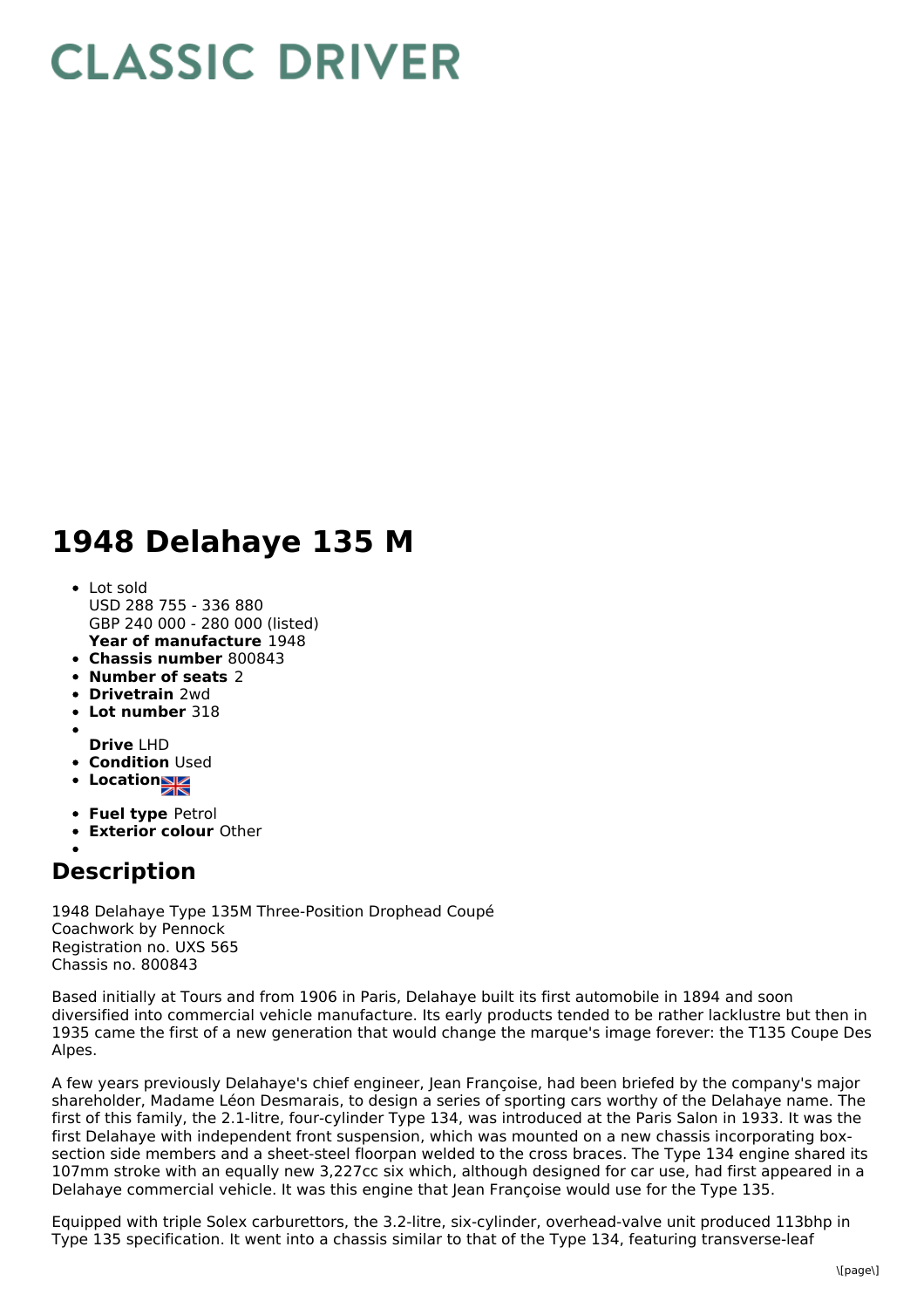# CLASSIC DRIVER

# 1948 Delahaye 135 M

- Lot sold
  USD 288 755 - 336 880
  GBP 240 000 - 280 000 (listed)
  **Year of manufacture** 1948
- **Chassis number** 800843
- **Number of seats** 2
- **Drivetrain** 2wd
- **Lot number** 318
- **Drive** LHD
- **Condition** Used
- **Location**
- **Fuel type** Petrol
- **Exterior colour** Other

## Description

1948 Delahaye Type 135M Three-Position Drophead Coupé
Coachwork by Pennock
Registration no. UXS 565
Chassis no. 800843

Based initially at Tours and from 1906 in Paris, Delahaye built its first automobile in 1894 and soon diversified into commercial vehicle manufacture. Its early products tended to be rather lacklustre but then in 1935 came the first of a new generation that would change the marque's image forever: the T135 Coupe Des Alpes.

A few years previously Delahaye's chief engineer, Jean Françoise, had been briefed by the company's major shareholder, Madame Léon Desmarais, to design a series of sporting cars worthy of the Delahaye name. The first of this family, the 2.1-litre, four-cylinder Type 134, was introduced at the Paris Salon in 1933. It was the first Delahaye with independent front suspension, which was mounted on a new chassis incorporating box-section side members and a sheet-steel floorpan welded to the cross braces. The Type 134 engine shared its 107mm stroke with an equally new 3,227cc six which, although designed for car use, had first appeared in a Delahaye commercial vehicle. It was this engine that Jean Françoise would use for the Type 135.

Equipped with triple Solex carburettors, the 3.2-litre, six-cylinder, overhead-valve unit produced 113bhp in Type 135 specification. It went into a chassis similar to that of the Type 134, featuring transverse-leaf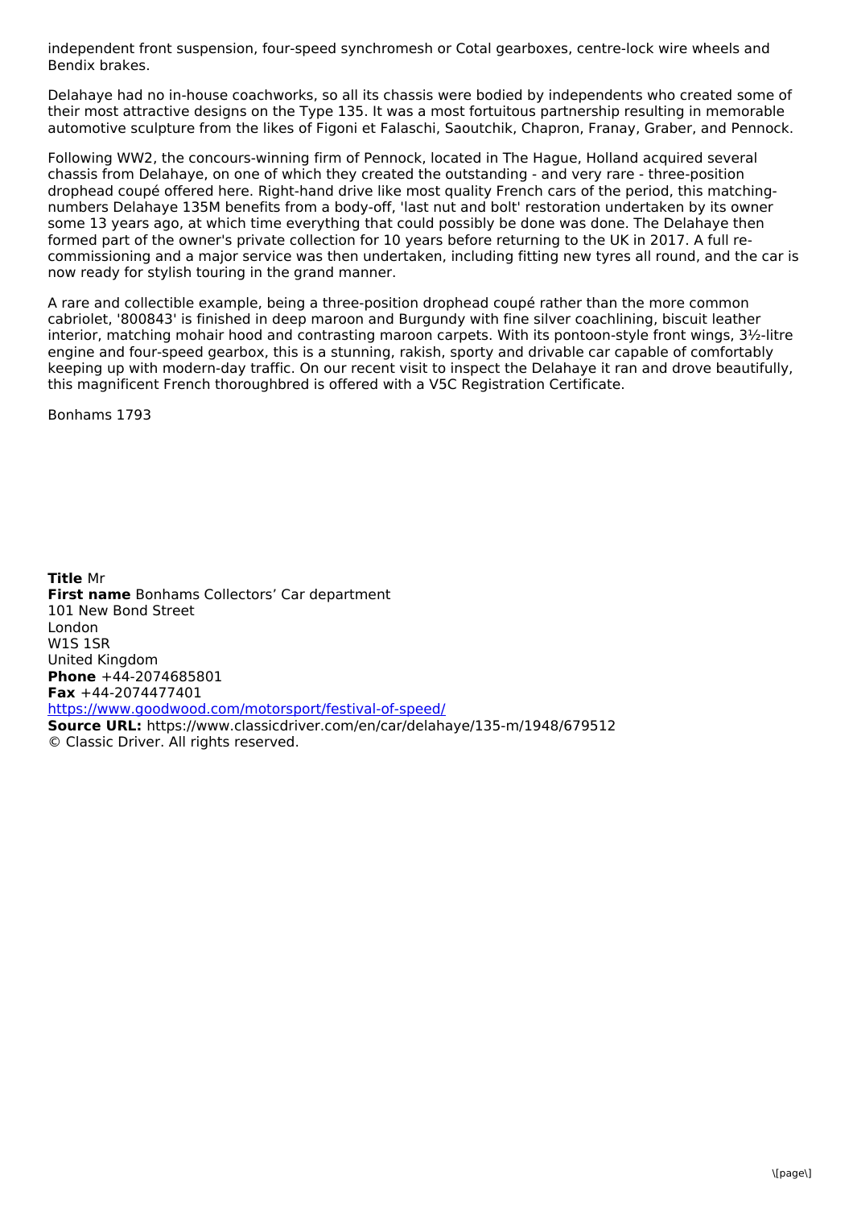independent front suspension, four-speed synchromesh or Cotal gearboxes, centre-lock wire wheels and Bendix brakes.

Delahaye had no in-house coachworks, so all its chassis were bodied by independents who created some of their most attractive designs on the Type 135. It was a most fortuitous partnership resulting in memorable automotive sculpture from the likes of Figoni et Falaschi, Saoutchik, Chapron, Franay, Graber, and Pennock.

Following WW2, the concours-winning firm of Pennock, located in The Hague, Holland acquired several chassis from Delahaye, on one of which they created the outstanding - and very rare - three-position drophead coupé offered here. Right-hand drive like most quality French cars of the period, this matching-numbers Delahaye 135M benefits from a body-off, 'last nut and bolt' restoration undertaken by its owner some 13 years ago, at which time everything that could possibly be done was done. The Delahaye then formed part of the owner's private collection for 10 years before returning to the UK in 2017. A full re-commissioning and a major service was then undertaken, including fitting new tyres all round, and the car is now ready for stylish touring in the grand manner.

A rare and collectible example, being a three-position drophead coupé rather than the more common cabriolet, '800843' is finished in deep maroon and Burgundy with fine silver coachlining, biscuit leather interior, matching mohair hood and contrasting maroon carpets. With its pontoon-style front wings, 3½-litre engine and four-speed gearbox, this is a stunning, rakish, sporty and drivable car capable of comfortably keeping up with modern-day traffic. On our recent visit to inspect the Delahaye it ran and drove beautifully, this magnificent French thoroughbred is offered with a V5C Registration Certificate.

Bonhams 1793

**Title** Mr
**First name** Bonhams Collectors' Car department
101 New Bond Street
London
W1S 1SR
United Kingdom
**Phone** +44-2074685801
**Fax** +44-2074477401
https://www.goodwood.com/motorsport/festival-of-speed/
**Source URL:** https://www.classicdriver.com/en/car/delahaye/135-m/1948/679512
© Classic Driver. All rights reserved.